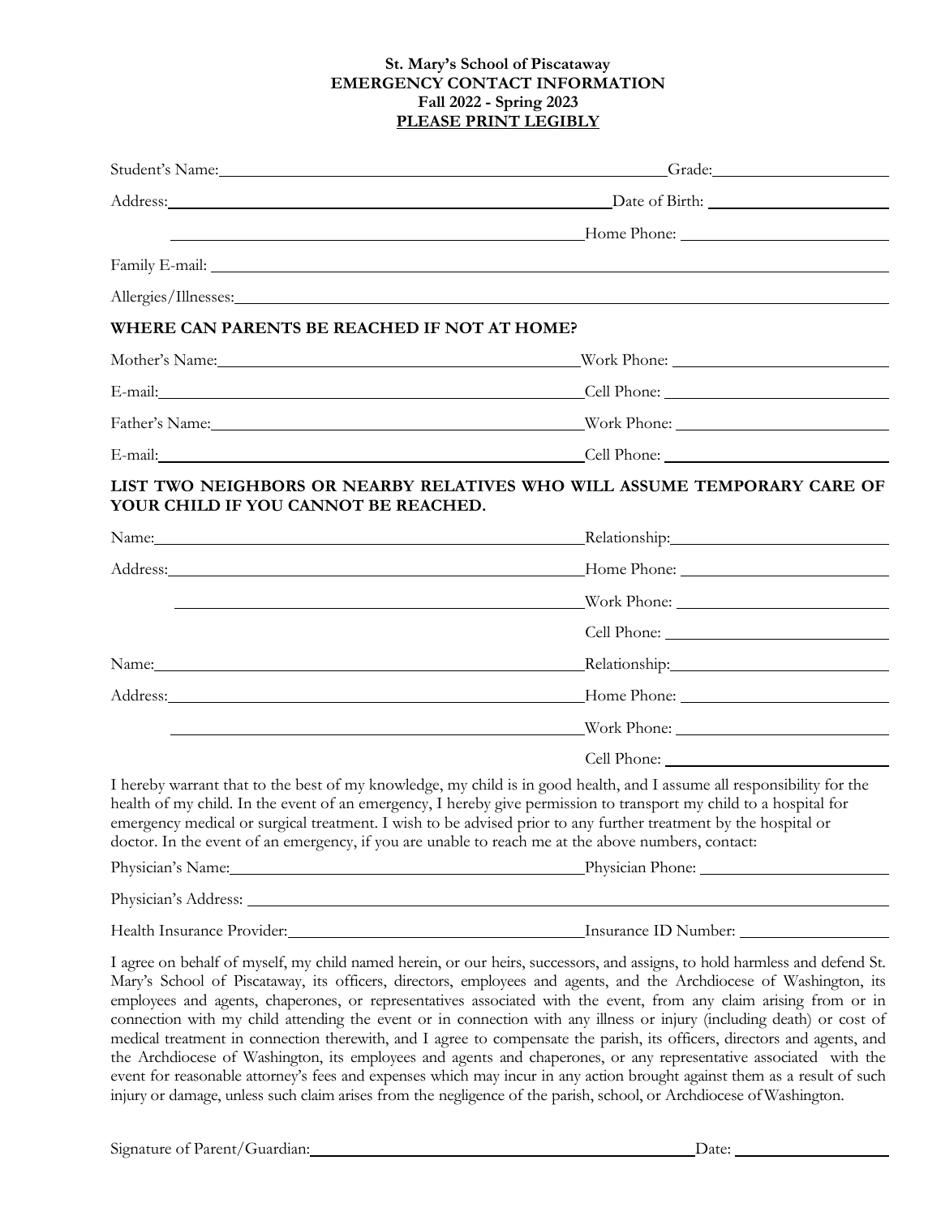**St. Mary's School of Piscataway**
**EMERGENCY CONTACT INFORMATION**
**Fall 2022 - Spring 2023**
**PLEASE PRINT LEGIBLY**

Student's Name: ______________________________ Grade: ____________

Address: ______________________________ Date of Birth: ____________

______________________________ Home Phone: ____________

Family E-mail: ______________________________

Allergies/Illnesses: ______________________________

**WHERE CAN PARENTS BE REACHED IF NOT AT HOME?**

Mother's Name: ______________________________ Work Phone: ____________

E-mail: ______________________________ Cell Phone: ____________

Father's Name: ______________________________ Work Phone: ____________

E-mail: ______________________________ Cell Phone: ____________

**LIST TWO NEIGHBORS OR NEARBY RELATIVES WHO WILL ASSUME TEMPORARY CARE OF YOUR CHILD IF YOU CANNOT BE REACHED.**

Name: ______________________________ Relationship: ____________

Address: ______________________________ Home Phone: ____________

______________________________ Work Phone: ____________

Cell Phone: ____________

Name: ______________________________ Relationship: ____________

Address: ______________________________ Home Phone: ____________

______________________________ Work Phone: ____________

Cell Phone: ____________

I hereby warrant that to the best of my knowledge, my child is in good health, and I assume all responsibility for the health of my child. In the event of an emergency, I hereby give permission to transport my child to a hospital for emergency medical or surgical treatment. I wish to be advised prior to any further treatment by the hospital or doctor. In the event of an emergency, if you are unable to reach me at the above numbers, contact:

Physician's Name: ______________________________ Physician Phone: ____________

Physician's Address: ______________________________

Health Insurance Provider: ______________________________ Insurance ID Number: ____________

I agree on behalf of myself, my child named herein, or our heirs, successors, and assigns, to hold harmless and defend St. Mary's School of Piscataway, its officers, directors, employees and agents, and the Archdiocese of Washington, its employees and agents, chaperones, or representatives associated with the event, from any claim arising from or in connection with my child attending the event or in connection with any illness or injury (including death) or cost of medical treatment in connection therewith, and I agree to compensate the parish, its officers, directors and agents, and the Archdiocese of Washington, its employees and agents and chaperones, or any representative associated with the event for reasonable attorney's fees and expenses which may incur in any action brought against them as a result of such injury or damage, unless such claim arises from the negligence of the parish, school, or Archdiocese of Washington.

Signature of Parent/Guardian: ______________________________ Date: ____________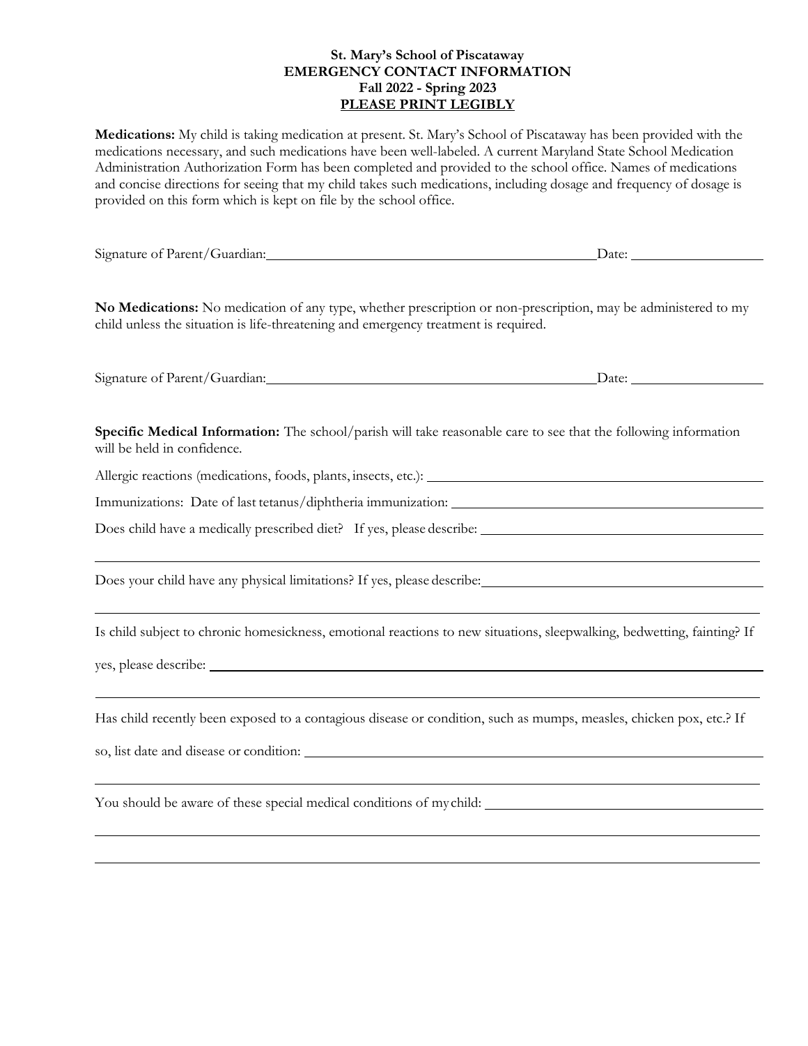**St. Mary's School of Piscataway**
**EMERGENCY CONTACT INFORMATION**
**Fall 2022 - Spring 2023**
**PLEASE PRINT LEGIBLY**

**Medications:** My child is taking medication at present. St. Mary's School of Piscataway has been provided with the medications necessary, and such medications have been well-labeled. A current Maryland State School Medication Administration Authorization Form has been completed and provided to the school office. Names of medications and concise directions for seeing that my child takes such medications, including dosage and frequency of dosage is provided on this form which is kept on file by the school office.

Signature of Parent/Guardian:\_\_\_\_\_\_\_\_\_\_\_\_\_\_\_\_\_\_\_\_\_\_\_\_\_\_\_\_\_\_\_\_\_\_\_\_\_\_\_\_ Date: \_\_\_\_\_\_\_\_\_\_\_\_\_\_\_\_

**No Medications:** No medication of any type, whether prescription or non-prescription, may be administered to my child unless the situation is life-threatening and emergency treatment is required.

Signature of Parent/Guardian:\_\_\_\_\_\_\_\_\_\_\_\_\_\_\_\_\_\_\_\_\_\_\_\_\_\_\_\_\_\_\_\_\_\_\_\_\_\_\_\_ Date: \_\_\_\_\_\_\_\_\_\_\_\_\_\_\_\_

**Specific Medical Information:** The school/parish will take reasonable care to see that the following information will be held in confidence.

Allergic reactions (medications, foods, plants, insects, etc.): \_\_\_\_\_\_\_\_\_\_\_\_\_\_\_\_\_\_\_\_\_\_\_\_\_\_\_\_\_\_\_\_\_\_\_\_\_\_\_\_

Immunizations: Date of last tetanus/diphtheria immunization: \_\_\_\_\_\_\_\_\_\_\_\_\_\_\_\_\_\_\_\_\_\_\_\_\_\_\_\_\_\_\_\_\_\_\_\_\_\_\_\_

Does child have a medically prescribed diet? If yes, please describe: \_\_\_\_\_\_\_\_\_\_\_\_\_\_\_\_\_\_\_\_\_\_\_\_\_\_\_\_\_\_\_\_\_\_\_\_

\_\_\_\_\_\_\_\_\_\_\_\_\_\_\_\_\_\_\_\_\_\_\_\_\_\_\_\_\_\_\_\_\_\_\_\_\_\_\_\_\_\_\_\_\_\_\_\_\_\_\_\_\_\_\_\_\_\_\_\_\_\_\_\_\_\_\_\_\_\_\_\_\_\_\_\_\_\_\_\_\_\_\_\_\_\_\_\_

Does your child have any physical limitations? If yes, please describe:\_\_\_\_\_\_\_\_\_\_\_\_\_\_\_\_\_\_\_\_\_\_\_\_\_\_\_\_\_\_\_\_\_\_\_\_

\_\_\_\_\_\_\_\_\_\_\_\_\_\_\_\_\_\_\_\_\_\_\_\_\_\_\_\_\_\_\_\_\_\_\_\_\_\_\_\_\_\_\_\_\_\_\_\_\_\_\_\_\_\_\_\_\_\_\_\_\_\_\_\_\_\_\_\_\_\_\_\_\_\_\_\_\_\_\_\_\_\_\_\_\_\_\_\_

Is child subject to chronic homesickness, emotional reactions to new situations, sleepwalking, bedwetting, fainting? If yes, please describe: \_\_\_\_\_\_\_\_\_\_\_\_\_\_\_\_\_\_\_\_\_\_\_\_\_\_\_\_\_\_\_\_\_\_\_\_\_\_\_\_\_\_\_\_\_\_\_\_\_\_\_\_\_\_\_\_\_\_\_\_\_\_\_\_\_\_\_\_\_\_

\_\_\_\_\_\_\_\_\_\_\_\_\_\_\_\_\_\_\_\_\_\_\_\_\_\_\_\_\_\_\_\_\_\_\_\_\_\_\_\_\_\_\_\_\_\_\_\_\_\_\_\_\_\_\_\_\_\_\_\_\_\_\_\_\_\_\_\_\_\_\_\_\_\_\_\_\_\_\_\_\_\_\_\_\_\_\_\_

Has child recently been exposed to a contagious disease or condition, such as mumps, measles, chicken pox, etc.? If so, list date and disease or condition: \_\_\_\_\_\_\_\_\_\_\_\_\_\_\_\_\_\_\_\_\_\_\_\_\_\_\_\_\_\_\_\_\_\_\_\_\_\_\_\_\_\_\_\_\_\_\_\_\_\_\_\_\_\_\_\_

\_\_\_\_\_\_\_\_\_\_\_\_\_\_\_\_\_\_\_\_\_\_\_\_\_\_\_\_\_\_\_\_\_\_\_\_\_\_\_\_\_\_\_\_\_\_\_\_\_\_\_\_\_\_\_\_\_\_\_\_\_\_\_\_\_\_\_\_\_\_\_\_\_\_\_\_\_\_\_\_\_\_\_\_\_\_\_\_

You should be aware of these special medical conditions of my child: \_\_\_\_\_\_\_\_\_\_\_\_\_\_\_\_\_\_\_\_\_\_\_\_\_\_\_\_\_\_\_\_\_\_\_\_

\_\_\_\_\_\_\_\_\_\_\_\_\_\_\_\_\_\_\_\_\_\_\_\_\_\_\_\_\_\_\_\_\_\_\_\_\_\_\_\_\_\_\_\_\_\_\_\_\_\_\_\_\_\_\_\_\_\_\_\_\_\_\_\_\_\_\_\_\_\_\_\_\_\_\_\_\_\_\_\_\_\_\_\_\_\_\_\_

\_\_\_\_\_\_\_\_\_\_\_\_\_\_\_\_\_\_\_\_\_\_\_\_\_\_\_\_\_\_\_\_\_\_\_\_\_\_\_\_\_\_\_\_\_\_\_\_\_\_\_\_\_\_\_\_\_\_\_\_\_\_\_\_\_\_\_\_\_\_\_\_\_\_\_\_\_\_\_\_\_\_\_\_\_\_\_\_